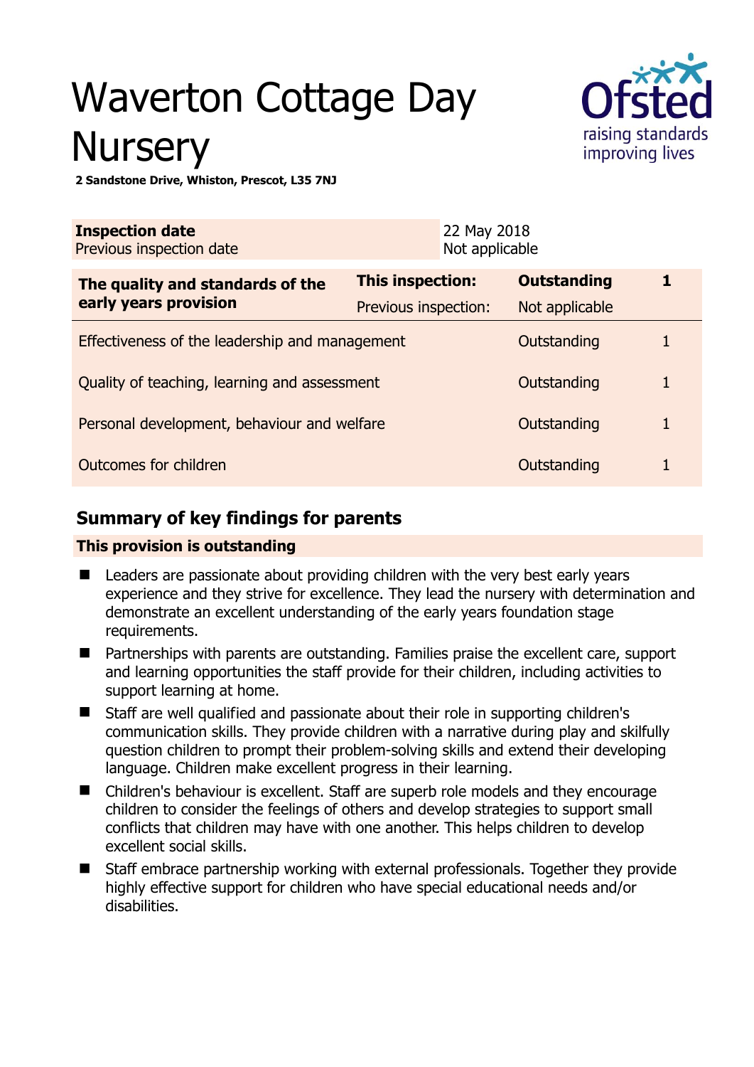# Waverton Cottage Day Nursery

**2 Sandstone Drive, Whiston, Prescot, L35 7NJ**

| **Inspection date** | 22 May 2018 |
|---|---|
| Previous inspection date | Not applicable |

| **The quality and standards of the early years provision** | **This inspection:** | **Outstanding** | **1** |
|---|---|---|---|
| | Previous inspection: | Not applicable | |
| Effectiveness of the leadership and management | | Outstanding | 1 |
| Quality of teaching, learning and assessment | | Outstanding | 1 |
| Personal development, behaviour and welfare | | Outstanding | 1 |
| Outcomes for children | | Outstanding | 1 |

## Summary of key findings for parents

**This provision is outstanding**

- Leaders are passionate about providing children with the very best early years experience and they strive for excellence. They lead the nursery with determination and demonstrate an excellent understanding of the early years foundation stage requirements.
- Partnerships with parents are outstanding. Families praise the excellent care, support and learning opportunities the staff provide for their children, including activities to support learning at home.
- Staff are well qualified and passionate about their role in supporting children's communication skills. They provide children with a narrative during play and skilfully question children to prompt their problem-solving skills and extend their developing language. Children make excellent progress in their learning.
- Children's behaviour is excellent. Staff are superb role models and they encourage children to consider the feelings of others and develop strategies to support small conflicts that children may have with one another. This helps children to develop excellent social skills.
- Staff embrace partnership working with external professionals. Together they provide highly effective support for children who have special educational needs and/or disabilities.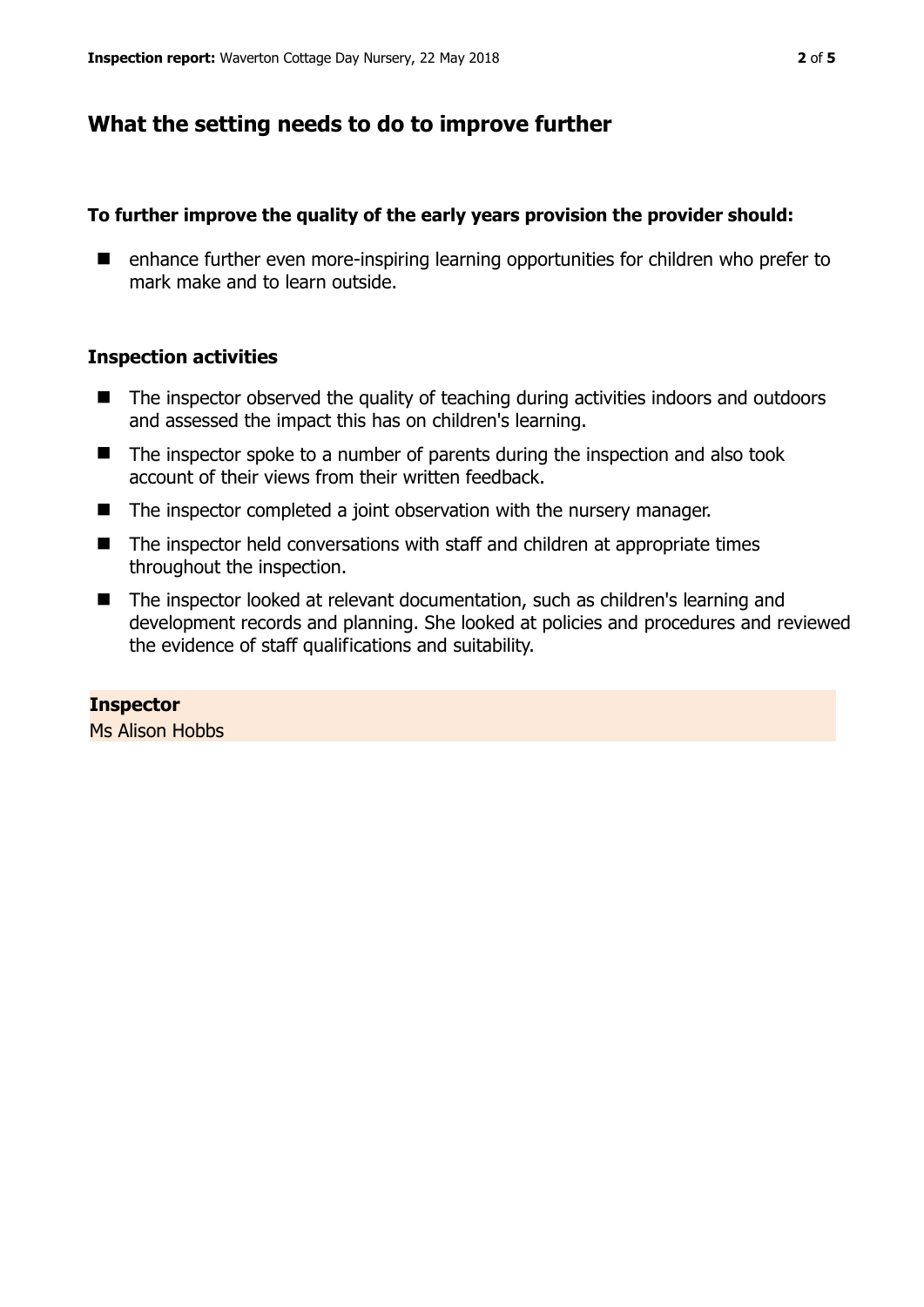## What the setting needs to do to improve further

**To further improve the quality of the early years provision the provider should:**

- enhance further even more-inspiring learning opportunities for children who prefer to mark make and to learn outside.

### Inspection activities

- The inspector observed the quality of teaching during activities indoors and outdoors and assessed the impact this has on children's learning.
- The inspector spoke to a number of parents during the inspection and also took account of their views from their written feedback.
- The inspector completed a joint observation with the nursery manager.
- The inspector held conversations with staff and children at appropriate times throughout the inspection.
- The inspector looked at relevant documentation, such as children's learning and development records and planning. She looked at policies and procedures and reviewed the evidence of staff qualifications and suitability.

**Inspector**
Ms Alison Hobbs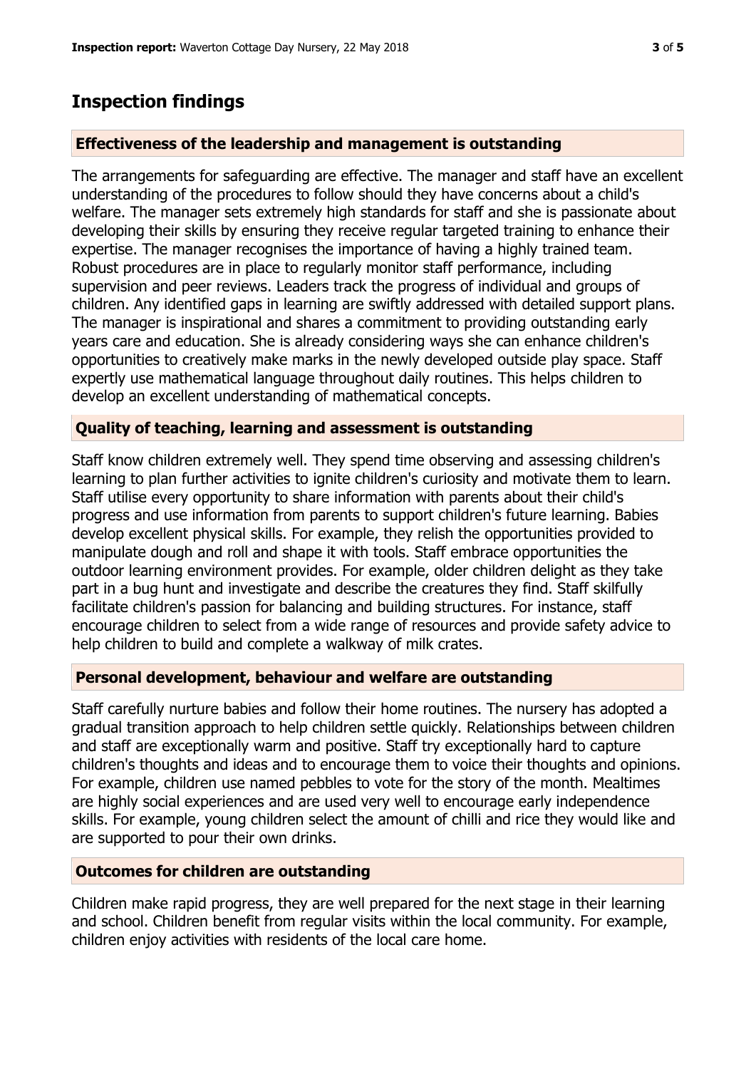## Inspection findings

### Effectiveness of the leadership and management is outstanding

The arrangements for safeguarding are effective. The manager and staff have an excellent understanding of the procedures to follow should they have concerns about a child's welfare. The manager sets extremely high standards for staff and she is passionate about developing their skills by ensuring they receive regular targeted training to enhance their expertise. The manager recognises the importance of having a highly trained team. Robust procedures are in place to regularly monitor staff performance, including supervision and peer reviews. Leaders track the progress of individual and groups of children. Any identified gaps in learning are swiftly addressed with detailed support plans. The manager is inspirational and shares a commitment to providing outstanding early years care and education. She is already considering ways she can enhance children's opportunities to creatively make marks in the newly developed outside play space. Staff expertly use mathematical language throughout daily routines. This helps children to develop an excellent understanding of mathematical concepts.

### Quality of teaching, learning and assessment is outstanding

Staff know children extremely well. They spend time observing and assessing children's learning to plan further activities to ignite children's curiosity and motivate them to learn. Staff utilise every opportunity to share information with parents about their child's progress and use information from parents to support children's future learning. Babies develop excellent physical skills. For example, they relish the opportunities provided to manipulate dough and roll and shape it with tools. Staff embrace opportunities the outdoor learning environment provides. For example, older children delight as they take part in a bug hunt and investigate and describe the creatures they find. Staff skilfully facilitate children's passion for balancing and building structures. For instance, staff encourage children to select from a wide range of resources and provide safety advice to help children to build and complete a walkway of milk crates.

### Personal development, behaviour and welfare are outstanding

Staff carefully nurture babies and follow their home routines. The nursery has adopted a gradual transition approach to help children settle quickly. Relationships between children and staff are exceptionally warm and positive. Staff try exceptionally hard to capture children's thoughts and ideas and to encourage them to voice their thoughts and opinions. For example, children use named pebbles to vote for the story of the month. Mealtimes are highly social experiences and are used very well to encourage early independence skills. For example, young children select the amount of chilli and rice they would like and are supported to pour their own drinks.

### Outcomes for children are outstanding

Children make rapid progress, they are well prepared for the next stage in their learning and school. Children benefit from regular visits within the local community. For example, children enjoy activities with residents of the local care home.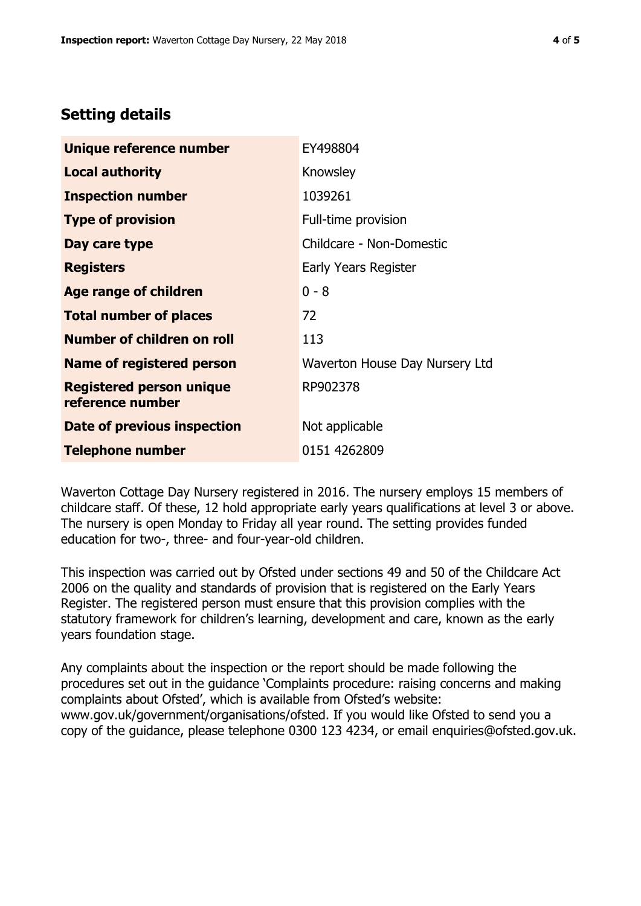## Setting details

| | |
|---|---|
| **Unique reference number** | EY498804 |
| **Local authority** | Knowsley |
| **Inspection number** | 1039261 |
| **Type of provision** | Full-time provision |
| **Day care type** | Childcare - Non-Domestic |
| **Registers** | Early Years Register |
| **Age range of children** | 0 - 8 |
| **Total number of places** | 72 |
| **Number of children on roll** | 113 |
| **Name of registered person** | Waverton House Day Nursery Ltd |
| **Registered person unique reference number** | RP902378 |
| **Date of previous inspection** | Not applicable |
| **Telephone number** | 0151 4262809 |

Waverton Cottage Day Nursery registered in 2016. The nursery employs 15 members of childcare staff. Of these, 12 hold appropriate early years qualifications at level 3 or above. The nursery is open Monday to Friday all year round. The setting provides funded education for two-, three- and four-year-old children.

This inspection was carried out by Ofsted under sections 49 and 50 of the Childcare Act 2006 on the quality and standards of provision that is registered on the Early Years Register. The registered person must ensure that this provision complies with the statutory framework for children's learning, development and care, known as the early years foundation stage.

Any complaints about the inspection or the report should be made following the procedures set out in the guidance 'Complaints procedure: raising concerns and making complaints about Ofsted', which is available from Ofsted's website: www.gov.uk/government/organisations/ofsted. If you would like Ofsted to send you a copy of the guidance, please telephone 0300 123 4234, or email enquiries@ofsted.gov.uk.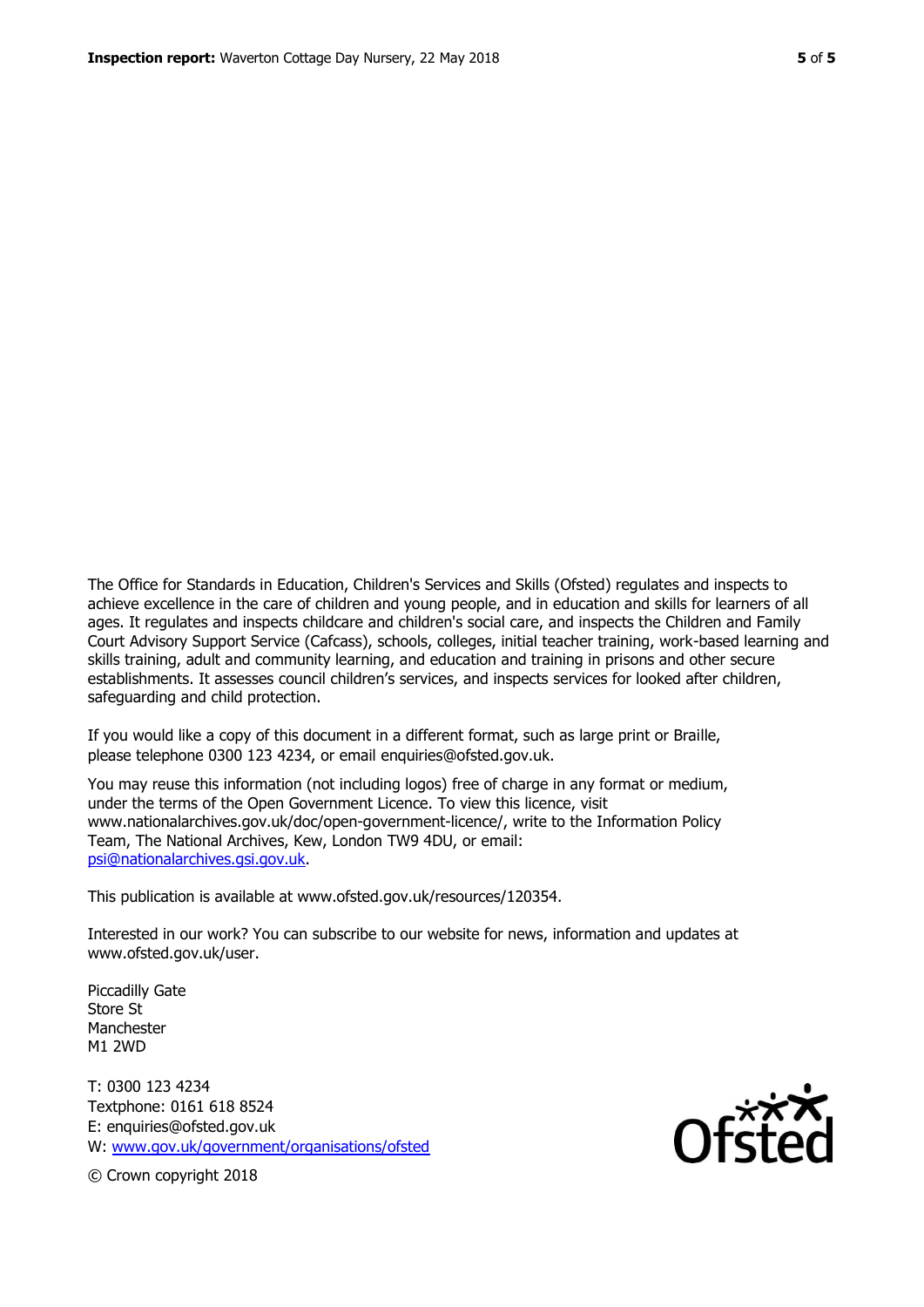The Office for Standards in Education, Children's Services and Skills (Ofsted) regulates and inspects to achieve excellence in the care of children and young people, and in education and skills for learners of all ages. It regulates and inspects childcare and children's social care, and inspects the Children and Family Court Advisory Support Service (Cafcass), schools, colleges, initial teacher training, work-based learning and skills training, adult and community learning, and education and training in prisons and other secure establishments. It assesses council children's services, and inspects services for looked after children, safeguarding and child protection.

If you would like a copy of this document in a different format, such as large print or Braille, please telephone 0300 123 4234, or email enquiries@ofsted.gov.uk.

You may reuse this information (not including logos) free of charge in any format or medium, under the terms of the Open Government Licence. To view this licence, visit www.nationalarchives.gov.uk/doc/open-government-licence/, write to the Information Policy Team, The National Archives, Kew, London TW9 4DU, or email: psi@nationalarchives.gsi.gov.uk.

This publication is available at www.ofsted.gov.uk/resources/120354.

Interested in our work? You can subscribe to our website for news, information and updates at www.ofsted.gov.uk/user.

Piccadilly Gate
Store St
Manchester
M1 2WD

T: 0300 123 4234
Textphone: 0161 618 8524
E: enquiries@ofsted.gov.uk
W: www.gov.uk/government/organisations/ofsted

© Crown copyright 2018